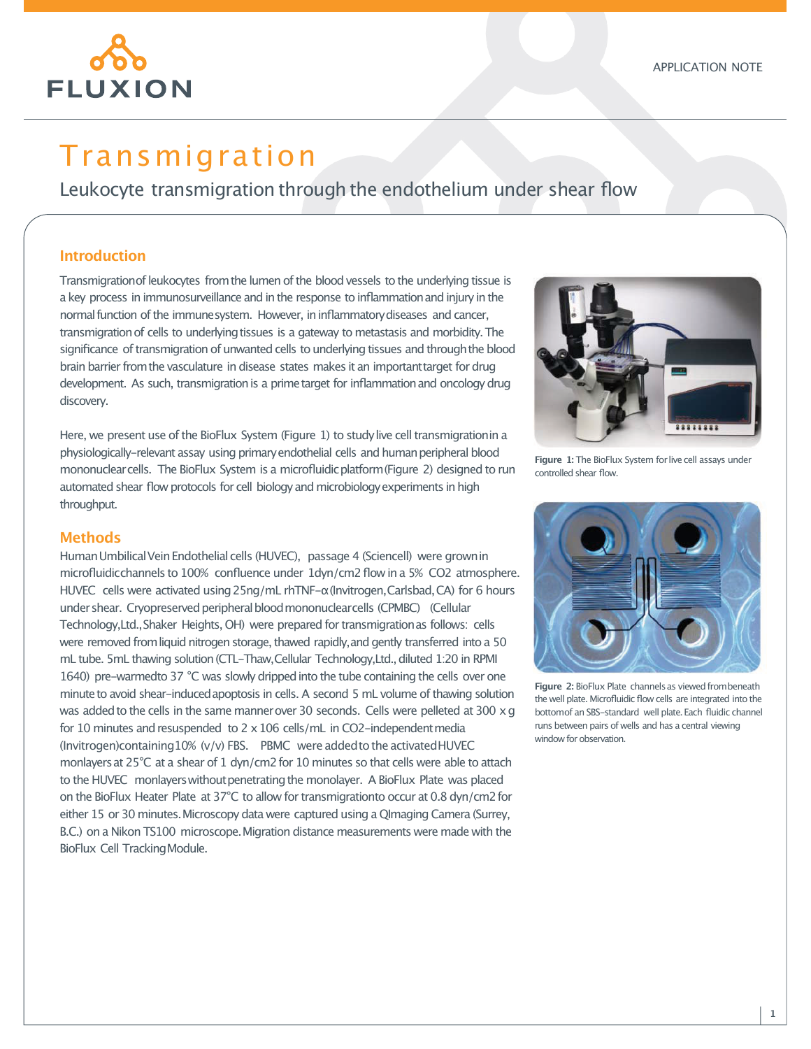APPLICATION NOTE

# Transmigration

## Leukocyte transmigration through the endothelium under shear flow

### Introduction

Transmigration of leukocytes from the lumen of the blood vessels to the underlying tissue is a key process in immunosurveillance and in the response to inflammation and injury in the normal function of the immune system. However, in inflammatory diseases and cancer, transmigration of cells to underlying tissues is a gateway to metastasis and morbidity. The significance of transmigration of unwanted cells to underlying tissues and through the blood brain barrier from the vasculature in disease states makes it an important target for drug development. As such, transmigration is a prime target for inflammation and oncology drug discovery.

Here, we present use of the BioFlux System (Figure 1) to study live cell transmigration in a physiologically-relevant assay using primary endothelial cells and human peripheral blood mononuclear cells. The BioFlux System is a microfluidic platform (Figure 2) designed to run automated shear flow protocols for cell biology and microbiology experiments in high throughput.

**Figure 1:** The BioFlux System for live cell assays under controlled shear flow.

**Figure 2:** BioFlux Plate channels as viewed from beneath the well plate. Microfluidic flow cells are integrated into the bottom of an SBS-standard well plate. Each fluidic channel runs between pairs of wells and has a central viewing window for observation.

### Methods

Human Umbilical Vein Endothelial cells (HUVEC), passage 4 (Sciencell) were grown in microfluidic channels to 100% confluence under 1 dyn/cm2 flow in a 5% $CO_2$ atmosphere. HUVEC cells were activated using 25 ng/mL rhTNF-α (Invitrogen, Carlsbad, CA) for 6 hours under shear. Cryopreserved peripheral blood mononuclear cells (CPBMC) (Cellular Technology, Ltd., Shaker Heights, OH) were prepared for transmigration as follows: cells were removed from liquid nitrogen storage, thawed rapidly, and gently transferred into a 50 mL tube. 5 mL thawing solution (CTL-Thaw, Cellular Technology, Ltd., diluted 1:20 in RPMI 1640) pre-warmed to 37 °C was slowly dripped into the tube containing the cells over one minute to avoid shear-induced apoptosis in cells. A second 5 mL volume of thawing solution was added to the cells in the same manner over 30 seconds. Cells were pelleted at 300 x g for 10 minutes and resuspended to $2 \times 10^6$ cells/mL in $CO_2$-independent media (Invitrogen) containing 10% (v/v) FBS. PBMC were added to the activated HUVEC monlayers at 25°C at a shear of 1 dyn/cm2 for 10 minutes so that cells were able to attach to the HUVEC monlayers without penetrating the monolayer. A BioFlux Plate was placed on the BioFlux Heater Plate at 37°C to allow for transmigration to occur at 0.8 dyn/cm2 for either 15 or 30 minutes. Microscopy data were captured using a QImaging Camera (Surrey, B.C.) on a Nikon TS100 microscope. Migration distance measurements were made with the BioFlux Cell Tracking Module.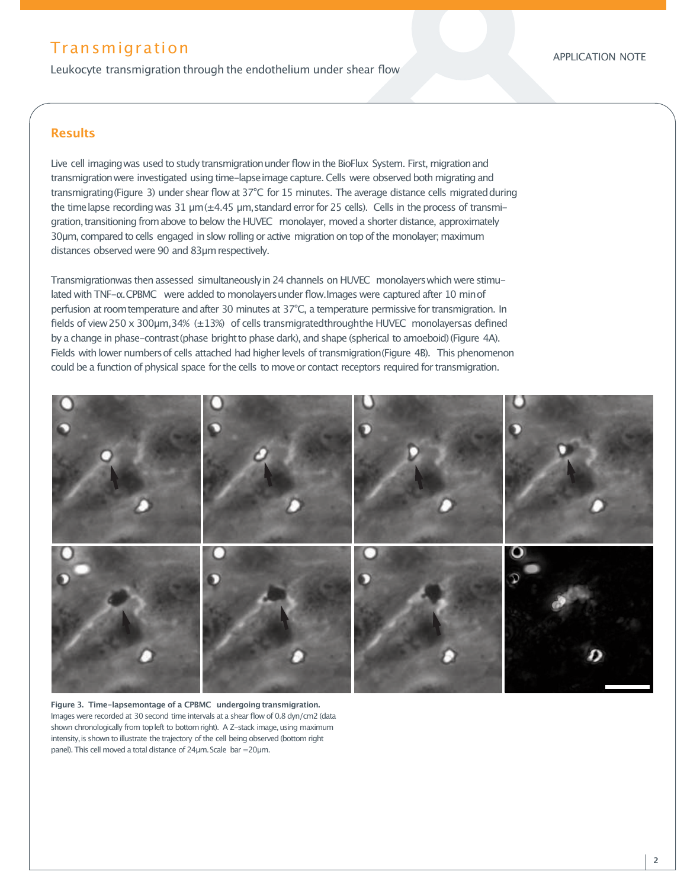## Results

Live cell imaging was used to study transmigration under flow in the BioFlux System. First, migration and transmigration were investigated using time-lapse image capture. Cells were observed both migrating and transmigrating (Figure 3) under shear flow at 37°C for 15 minutes. The average distance cells migrated during the time lapse recording was 31 µm (±4.45 µm, standard error for 25 cells). Cells in the process of transmigration, transitioning from above to below the HUVEC monolayer, moved a shorter distance, approximately 30µm, compared to cells engaged in slow rolling or active migration on top of the monolayer; maximum distances observed were 90 and 83µm respectively.

Transmigration was then assessed simultaneously in 24 channels on HUVEC monolayers which were stimulated with TNF-α. CPBMC were added to monolayers under flow. Images were captured after 10 min of perfusion at room temperature and after 30 minutes at 37°C, a temperature permissive for transmigration. In fields of view 250 x 300µm, 34% (±13%) of cells transmigrated through the HUVEC monolayers as defined by a change in phase-contrast (phase bright to phase dark), and shape (spherical to amoeboid) (Figure 4A). Fields with lower numbers of cells attached had higher levels of transmigration (Figure 4B). This phenomenon could be a function of physical space for the cells to move or contact receptors required for transmigration.

**Figure 3. Time-lapse montage of a CPBMC undergoing transmigration.** Images were recorded at 30 second time intervals at a shear flow of 0.8 dyn/cm2 (data shown chronologically from top left to bottom right). A Z-stack image, using maximum intensity, is shown to illustrate the trajectory of the cell being observed (bottom right panel). This cell moved a total distance of 24µm. Scale bar = 20µm.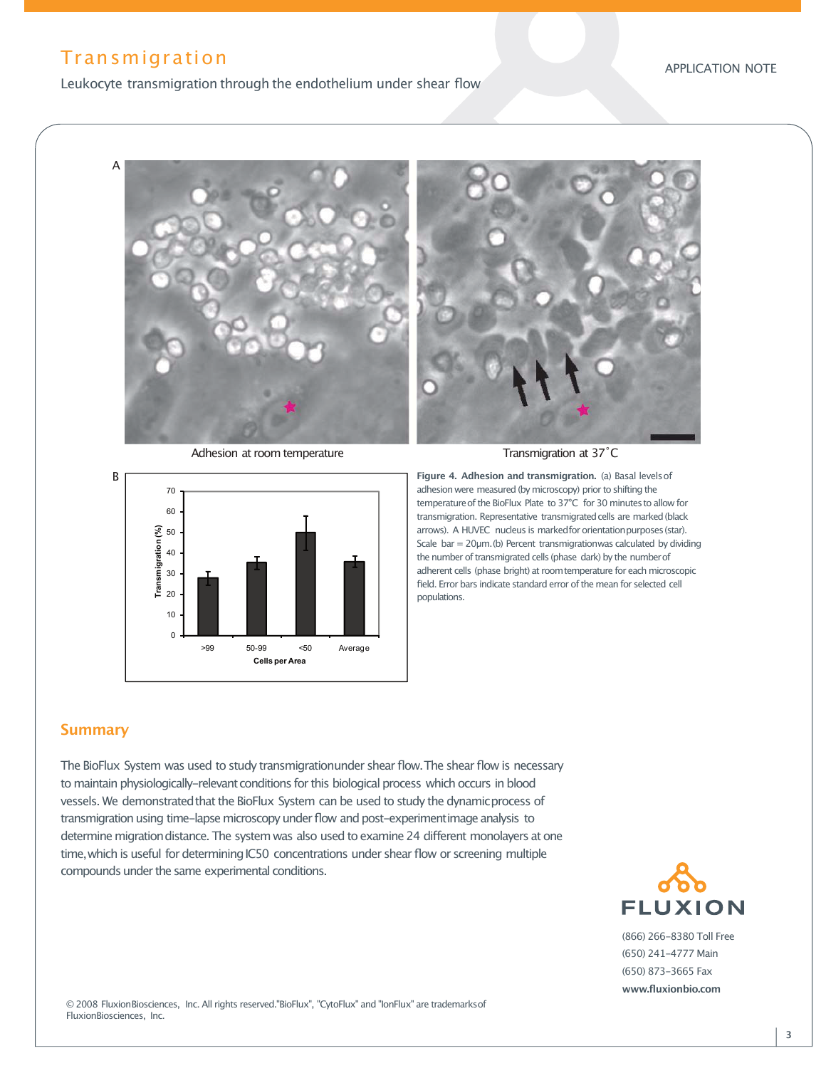# Transmigration

Leukocyte transmigration through the endothelium under shear flow

APPLICATION NOTE

A

Adhesion at room temperature

Transmigration at 37˚C

B

70
60
50
40
30
20
10
0

Transmigration (%)

>99
50-99
<50
Average

Cells per Area

**Figure 4. Adhesion and transmigration.** (a) Basal levels of adhesion were measured (by microscopy) prior to shifting the temperature of the BioFlux Plate to 37°C for 30 minutes to allow for transmigration. Representative transmigrated cells are marked (black arrows). A HUVEC nucleus is marked for orientation purposes (star). Scale bar = 20μm. (b) Percent transmigration was calculated by dividing the number of transmigrated cells (phase dark) by the number of adherent cells (phase bright) at room temperature for each microscopic field. Error bars indicate standard error of the mean for selected cell populations.

## Summary

The BioFlux System was used to study transmigration under shear flow. The shear flow is necessary to maintain physiologically-relevant conditions for this biological process which occurs in blood vessels. We demonstrated that the BioFlux System can be used to study the dynamic process of transmigration using time-lapse microscopy under flow and post-experiment image analysis to determine migration distance. The system was also used to examine 24 different monolayers at one time, which is useful for determining IC50 concentrations under shear flow or screening multiple compounds under the same experimental conditions.

FLUXION

(866) 266-8380 Toll Free
(650) 241-4777 Main
(650) 873-3665 Fax
**www.fluxionbio.com**

© 2008 Fluxion Biosciences, Inc. All rights reserved."BioFlux", "CytoFlux" and "IonFlux" are trademarks of Fluxion Biosciences, Inc.